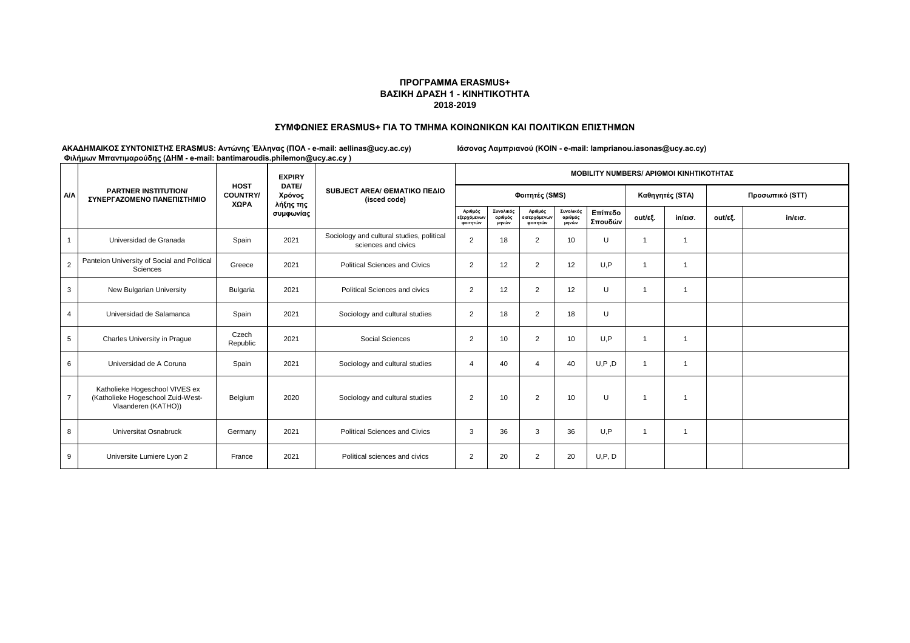**ΠΡΟΓΡΑΜΜΑ ERASMUS+**
**ΒΑΣΙΚΗ ΔΡΑΣΗ 1 - ΚΙΝΗΤΙΚΟΤΗΤΑ**
**2018-2019**

**ΣΥΜΦΩΝΙΕΣ ERASMUS+ ΓΙΑ ΤΟ ΤΜΗΜΑ ΚΟΙΝΩΝΙΚΩΝ ΚΑΙ ΠΟΛΙΤΙΚΩΝ ΕΠΙΣΤΗΜΩΝ**

**ΑΚΑΔΗΜΑΙΚΟΣ ΣΥΝΤΟΝΙΣΤΗΣ ERASMUS: Αντώνης Έλληνας (ΠΟΛ - e-mail: aellinas@ucy.ac.cy)** **Ιάσονας Λαμπριανού (ΚΟΙΝ - e-mail: lamprianou.iasonas@ucy.ac.cy)**
**Φιλήμων Μπαντιμαρούδης (ΔΗΜ - e-mail: bantimaroudis.philemon@ucy.ac.cy )**

| A/A | PARTNER INSTITUTION/ ΣΥΝΕΡΓΑΖΟΜΕΝΟ ΠΑΝΕΠΙΣΤΗΜΙΟ | HOST COUNTRY/ ΧΩΡΑ | EXPIRY DATE/ Χρόνος λήξης της συμφωνίας | SUBJECT AREA/ ΘΕΜΑΤΙΚΟ ΠΕΔΙΟ (isced code) | MOBILITY NUMBERS/ ΑΡΙΘΜΟΙ ΚΙΝΗΤΙΚΟΤΗΤΑΣ | | | | | | | | |
|---|---|---|---|---|---|---|---|---|---|---|---|---|---|
| | | | | | Φοιτητές (SMS) | | | | | Καθηγητές (STA) | | Προσωπικό (STT) | |
| | | | | | Αριθμός εξερχόμενων φοιτητών | Συνολικός αριθμός μηνών | Αριθμός εισερχόμενων φοιτητών | Συνολικός αριθμός μηνών | Επίπεδο Σπουδών | out/εξ. | in/εισ. | out/εξ. | in/εισ. |
| 1 | Universidad de Granada | Spain | 2021 | Sociology and cultural studies, political sciences and civics | 2 | 18 | 2 | 10 | U | 1 | 1 | | |
| 2 | Panteion University of Social and Political Sciences | Greece | 2021 | Political Sciences and Civics | 2 | 12 | 2 | 12 | U,P | 1 | 1 | | |
| 3 | New Bulgarian University | Bulgaria | 2021 | Political Sciences and civics | 2 | 12 | 2 | 12 | U | 1 | 1 | | |
| 4 | Universidad de Salamanca | Spain | 2021 | Sociology and cultural studies | 2 | 18 | 2 | 18 | U | | | | |
| 5 | Charles University in Prague | Czech Republic | 2021 | Social Sciences | 2 | 10 | 2 | 10 | U,P | 1 | 1 | | |
| 6 | Universidad de A Coruna | Spain | 2021 | Sociology and cultural studies | 4 | 40 | 4 | 40 | U,P ,D | 1 | 1 | | |
| 7 | Katholieke Hogeschool VIVES ex (Katholieke Hogeschool Zuid-West-Vlaanderen (KATHO)) | Belgium | 2020 | Sociology and cultural studies | 2 | 10 | 2 | 10 | U | 1 | 1 | | |
| 8 | Universitat Osnabruck | Germany | 2021 | Political Sciences and Civics | 3 | 36 | 3 | 36 | U,P | 1 | 1 | | |
| 9 | Universite Lumiere Lyon 2 | France | 2021 | Political sciences and civics | 2 | 20 | 2 | 20 | U,P, D | | | | |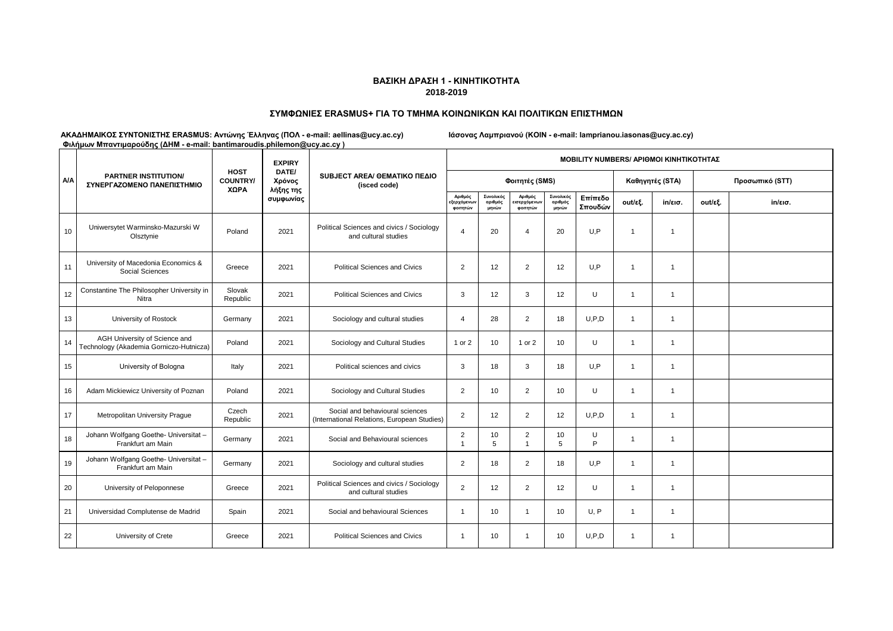**ΒΑΣΙΚΗ ΔΡΑΣΗ 1 - ΚΙΝΗΤΙΚΟΤΗΤΑ**
**2018-2019**

**ΣΥΜΦΩΝΙΕΣ ERASMUS+ ΓΙΑ ΤΟ ΤΜΗΜΑ ΚΟΙΝΩΝΙΚΩΝ ΚΑΙ ΠΟΛΙΤΙΚΩΝ ΕΠΙΣΤΗΜΩΝ**

**ΑΚΑΔΗΜΑΙΚΟΣ ΣΥΝΤΟΝΙΣΤΗΣ ERASMUS: Αντώνης Έλληνας (ΠΟΛ - e-mail: aellinas@ucy.ac.cy)** **Ιάσονας Λαμπριανού (ΚΟΙΝ - e-mail: lamprianou.iasonas@ucy.ac.cy)**
**Φιλήμων Μπαντιμαρούδης (ΔΗΜ - e-mail: bantimaroudis.philemon@ucy.ac.cy )**

| A/A | PARTNER INSTITUTION/ ΣΥΝΕΡΓΑΖΟΜΕΝΟ ΠΑΝΕΠΙΣΤΗΜΙΟ | HOST COUNTRY/ ΧΩΡΑ | EXPIRY DATE/ Χρόνος λήξης της συμφωνίας | SUBJECT AREA/ ΘΕΜΑΤΙΚΟ ΠΕΔΙΟ (isced code) | MOBILITY NUMBERS/ ΑΡΙΘΜΟΙ ΚΙΝΗΤΙΚΟΤΗΤΑΣ | | | | | | | | |
|---|---|---|---|---|---|---|---|---|---|---|---|---|---|
| | | | | | Φοιτητές (SMS) | | | | | Καθηγητές (STA) | | Προσωπικό (STT) | |
| | | | | | Αριθμός εξερχόμενων φοιτητών | Συνολικός αριθμός μηνών | Αριθμός εισερχόμενων φοιτητών | Συνολικός αριθμός μηνών | Επίπεδο Σπουδών | out/εξ. | in/εισ. | out/εξ. | in/εισ. |
| 10 | Uniwersytet Warminsko-Mazurski W Olsztynie | Poland | 2021 | Political Sciences and civics / Sociology and cultural studies | 4 | 20 | 4 | 20 | U,P | 1 | 1 | | |
| 11 | University of Macedonia Economics & Social Sciences | Greece | 2021 | Political Sciences and Civics | 2 | 12 | 2 | 12 | U,P | 1 | 1 | | |
| 12 | Constantine The Philosopher University in Nitra | Slovak Republic | 2021 | Political Sciences and Civics | 3 | 12 | 3 | 12 | U | 1 | 1 | | |
| 13 | University of Rostock | Germany | 2021 | Sociology and cultural studies | 4 | 28 | 2 | 18 | U,P,D | 1 | 1 | | |
| 14 | AGH University of Science and Technology (Akademia Gorniczo-Hutnicza) | Poland | 2021 | Sociology and Cultural Studies | 1 or 2 | 10 | 1 or 2 | 10 | U | 1 | 1 | | |
| 15 | University of Bologna | Italy | 2021 | Political sciences and civics | 3 | 18 | 3 | 18 | U,P | 1 | 1 | | |
| 16 | Adam Mickiewicz University of Poznan | Poland | 2021 | Sociology and Cultural Studies | 2 | 10 | 2 | 10 | U | 1 | 1 | | |
| 17 | Metropolitan University Prague | Czech Republic | 2021 | Social and behavioural sciences (International Relations, European Studies) | 2 | 12 | 2 | 12 | U,P,D | 1 | 1 | | |
| 18 | Johann Wolfgang Goethe- Universitat – Frankfurt am Main | Germany | 2021 | Social and Behavioural sciences | 2<br>1 | 10<br>5 | 2<br>1 | 10<br>5 | U<br>P | 1 | 1 | | |
| 19 | Johann Wolfgang Goethe- Universitat – Frankfurt am Main | Germany | 2021 | Sociology and cultural studies | 2 | 18 | 2 | 18 | U,P | 1 | 1 | | |
| 20 | University of Peloponnese | Greece | 2021 | Political Sciences and civics / Sociology and cultural studies | 2 | 12 | 2 | 12 | U | 1 | 1 | | |
| 21 | Universidad Complutense de Madrid | Spain | 2021 | Social and behavioural Sciences | 1 | 10 | 1 | 10 | U, P | 1 | 1 | | |
| 22 | University of Crete | Greece | 2021 | Political Sciences and Civics | 1 | 10 | 1 | 10 | U,P,D | 1 | 1 | | |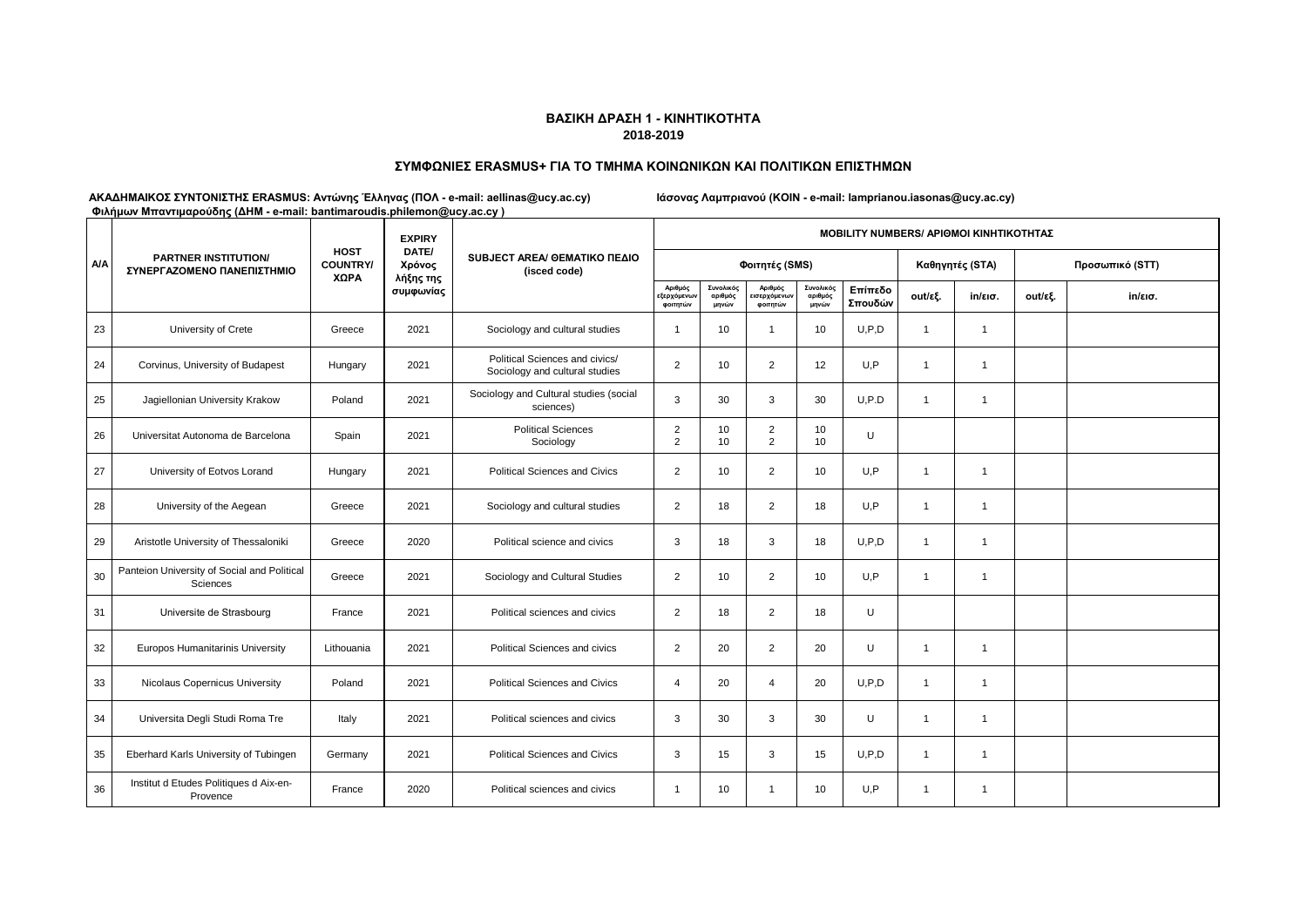**ΒΑΣΙΚΗ ΔΡΑΣΗ 1 - ΚΙΝΗΤΙΚΟΤΗΤΑ**
**2018-2019**

**ΣΥΜΦΩΝΙΕΣ ERASMUS+ ΓΙΑ ΤΟ ΤΜΗΜΑ ΚΟΙΝΩΝΙΚΩΝ ΚΑΙ ΠΟΛΙΤΙΚΩΝ ΕΠΙΣΤΗΜΩΝ**

**ΑΚΑΔΗΜΑΙΚΟΣ ΣΥΝΤΟΝΙΣΤΗΣ ERASMUS: Αντώνης Έλληνας (ΠΟΛ - e-mail: aellinas@ucy.ac.cy) Ιάσονας Λαμπριανού (ΚΟΙΝ - e-mail: lamprianou.iasonas@ucy.ac.cy) Φιλήμων Μπαντιμαρούδης (ΔΗΜ - e-mail: bantimaroudis.philemon@ucy.ac.cy )**

| Α/Α | PARTNER INSTITUTION/ ΣΥΝΕΡΓΑΖΟΜΕΝΟ ΠΑΝΕΠΙΣΤΗΜΙΟ | HOST COUNTRY/ ΧΩΡΑ | EXPIRY DATE/ Χρόνος λήξης της συμφωνίας | SUBJECT AREA/ ΘΕΜΑΤΙΚΟ ΠΕΔΙΟ (isced code) | MOBILITY NUMBERS/ ΑΡΙΘΜΟΙ ΚΙΝΗΤΙΚΟΤΗΤΑΣ | | | | | | | | |
|---|---|---|---|---|---|---|---|---|---|---|---|---|---|
| | | | | | Φοιτητές (SMS) | | | | | Καθηγητές (STA) | | Προσωπικό (STT) | |
| | | | | | Αριθμός εξερχόμενων φοιτητών | Συνολικός αριθμός μηνών | Αριθμός εισερχόμενων φοιτητών | Συνολικός αριθμός μηνών | Επίπεδο Σπουδών | out/εξ. | in/εισ. | out/εξ. | in/εισ. |
| 23 | University of Crete | Greece | 2021 | Sociology and cultural studies | 1 | 10 | 1 | 10 | U,P,D | 1 | 1 | | |
| 24 | Corvinus, University of Budapest | Hungary | 2021 | Political Sciences and civics/ Sociology and cultural studies | 2 | 10 | 2 | 12 | U,P | 1 | 1 | | |
| 25 | Jagiellonian University Krakow | Poland | 2021 | Sociology and Cultural studies (social sciences) | 3 | 30 | 3 | 30 | U,P.D | 1 | 1 | | |
| 26 | Universitat Autonoma de Barcelona | Spain | 2021 | Political Sciences<br>Sociology | 2<br>2 | 10<br>10 | 2<br>2 | 10<br>10 | U | | | | |
| 27 | University of Eotvos Lorand | Hungary | 2021 | Political Sciences and Civics | 2 | 10 | 2 | 10 | U,P | 1 | 1 | | |
| 28 | University of the Aegean | Greece | 2021 | Sociology and cultural studies | 2 | 18 | 2 | 18 | U,P | 1 | 1 | | |
| 29 | Aristotle University of Thessaloniki | Greece | 2020 | Political science and civics | 3 | 18 | 3 | 18 | U,P,D | 1 | 1 | | |
| 30 | Panteion University of Social and Political Sciences | Greece | 2021 | Sociology and Cultural Studies | 2 | 10 | 2 | 10 | U,P | 1 | 1 | | |
| 31 | Universite de Strasbourg | France | 2021 | Political sciences and civics | 2 | 18 | 2 | 18 | U | | | | |
| 32 | Europos Humanitarinis University | Lithouania | 2021 | Political Sciences and civics | 2 | 20 | 2 | 20 | U | 1 | 1 | | |
| 33 | Nicolaus Copernicus University | Poland | 2021 | Political Sciences and Civics | 4 | 20 | 4 | 20 | U,P,D | 1 | 1 | | |
| 34 | Universita Degli Studi Roma Tre | Italy | 2021 | Political sciences and civics | 3 | 30 | 3 | 30 | U | 1 | 1 | | |
| 35 | Eberhard Karls University of Tubingen | Germany | 2021 | Political Sciences and Civics | 3 | 15 | 3 | 15 | U,P,D | 1 | 1 | | |
| 36 | Institut d Etudes Politiques d Aix-en-Provence | France | 2020 | Political sciences and civics | 1 | 10 | 1 | 10 | U,P | 1 | 1 | | |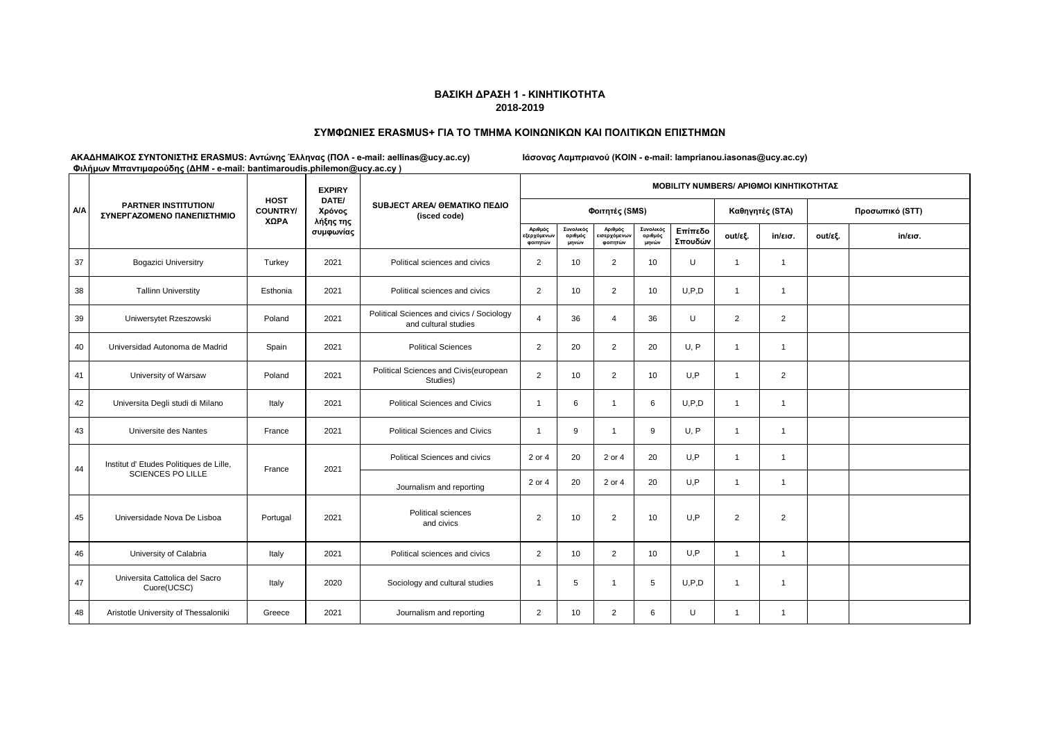**ΒΑΣΙΚΗ ΔΡΑΣΗ 1 - ΚΙΝΗΤΙΚΟΤΗΤΑ**
**2018-2019**

**ΣΥΜΦΩΝΙΕΣ ERASMUS+ ΓΙΑ ΤΟ ΤΜΗΜΑ ΚΟΙΝΩΝΙΚΩΝ ΚΑΙ ΠΟΛΙΤΙΚΩΝ ΕΠΙΣΤΗΜΩΝ**

**ΑΚΑΔΗΜΑΙΚΟΣ ΣΥΝΤΟΝΙΣΤΗΣ ERASMUS: Αντώνης Έλληνας (ΠΟΛ - e-mail: aellinas@ucy.ac.cy)** **Ιάσονας Λαμπριανού (ΚΟΙΝ - e-mail: lamprianou.iasonas@ucy.ac.cy)**
**Φιλήμων Μπαντιμαρούδης (ΔΗΜ - e-mail: bantimaroudis.philemon@ucy.ac.cy )**

| A/A | PARTNER INSTITUTION/ ΣΥΝΕΡΓΑΖΟΜΕΝΟ ΠΑΝΕΠΙΣΤΗΜΙΟ | HOST COUNTRY/ ΧΩΡΑ | EXPIRY DATE/ Χρόνος λήξης της συμφωνίας | SUBJECT AREA/ ΘΕΜΑΤΙΚΟ ΠΕΔΙΟ (isced code) | MOBILITY NUMBERS/ ΑΡΙΘΜΟΙ ΚΙΝΗΤΙΚΟΤΗΤΑΣ | | | | | | | | |
|---|---|---|---|---|---|---|---|---|---|---|---|---|---|
| | | | | | Φοιτητές (SMS) | | | | | Καθηγητές (STA) | | Προσωπικό (STT) | |
| | | | | | Αριθμός εξερχόμενων φοιτητών | Συνολικός αριθμός μηνών | Αριθμός εισερχόμενων φοιτητών | Συνολικός αριθμός μηνών | Επίπεδο Σπουδών | out/εξ. | in/εισ. | out/εξ. | in/εισ. |
| 37 | Bogazici Universitry | Turkey | 2021 | Political sciences and civics | 2 | 10 | 2 | 10 | U | 1 | 1 | | |
| 38 | Tallinn Universtity | Esthonia | 2021 | Political sciences and civics | 2 | 10 | 2 | 10 | U,P,D | 1 | 1 | | |
| 39 | Uniwersytet Rzeszowski | Poland | 2021 | Political Sciences and civics / Sociology and cultural studies | 4 | 36 | 4 | 36 | U | 2 | 2 | | |
| 40 | Universidad Autonoma de Madrid | Spain | 2021 | Political Sciences | 2 | 20 | 2 | 20 | U, P | 1 | 1 | | |
| 41 | University of Warsaw | Poland | 2021 | Political Sciences and Civis(european Studies) | 2 | 10 | 2 | 10 | U,P | 1 | 2 | | |
| 42 | Universita Degli studi di Milano | Italy | 2021 | Political Sciences and Civics | 1 | 6 | 1 | 6 | U,P,D | 1 | 1 | | |
| 43 | Universite des Nantes | France | 2021 | Political Sciences and Civics | 1 | 9 | 1 | 9 | U, P | 1 | 1 | | |
| 44 | Institut d' Etudes Politiques de Lille, SCIENCES PO LILLE | France | 2021 | Political Sciences and civics | 2 or 4 | 20 | 2 or 4 | 20 | U,P | 1 | 1 | | |
| | | | | Journalism and reporting | 2 or 4 | 20 | 2 or 4 | 20 | U,P | 1 | 1 | | |
| 45 | Universidade Nova De Lisboa | Portugal | 2021 | Political sciences and civics | 2 | 10 | 2 | 10 | U,P | 2 | 2 | | |
| 46 | University of Calabria | Italy | 2021 | Political sciences and civics | 2 | 10 | 2 | 10 | U,P | 1 | 1 | | |
| 47 | Universita Cattolica del Sacro Cuore(UCSC) | Italy | 2020 | Sociology and cultural studies | 1 | 5 | 1 | 5 | U,P,D | 1 | 1 | | |
| 48 | Aristotle University of Thessaloniki | Greece | 2021 | Journalism and reporting | 2 | 10 | 2 | 6 | U | 1 | 1 | | |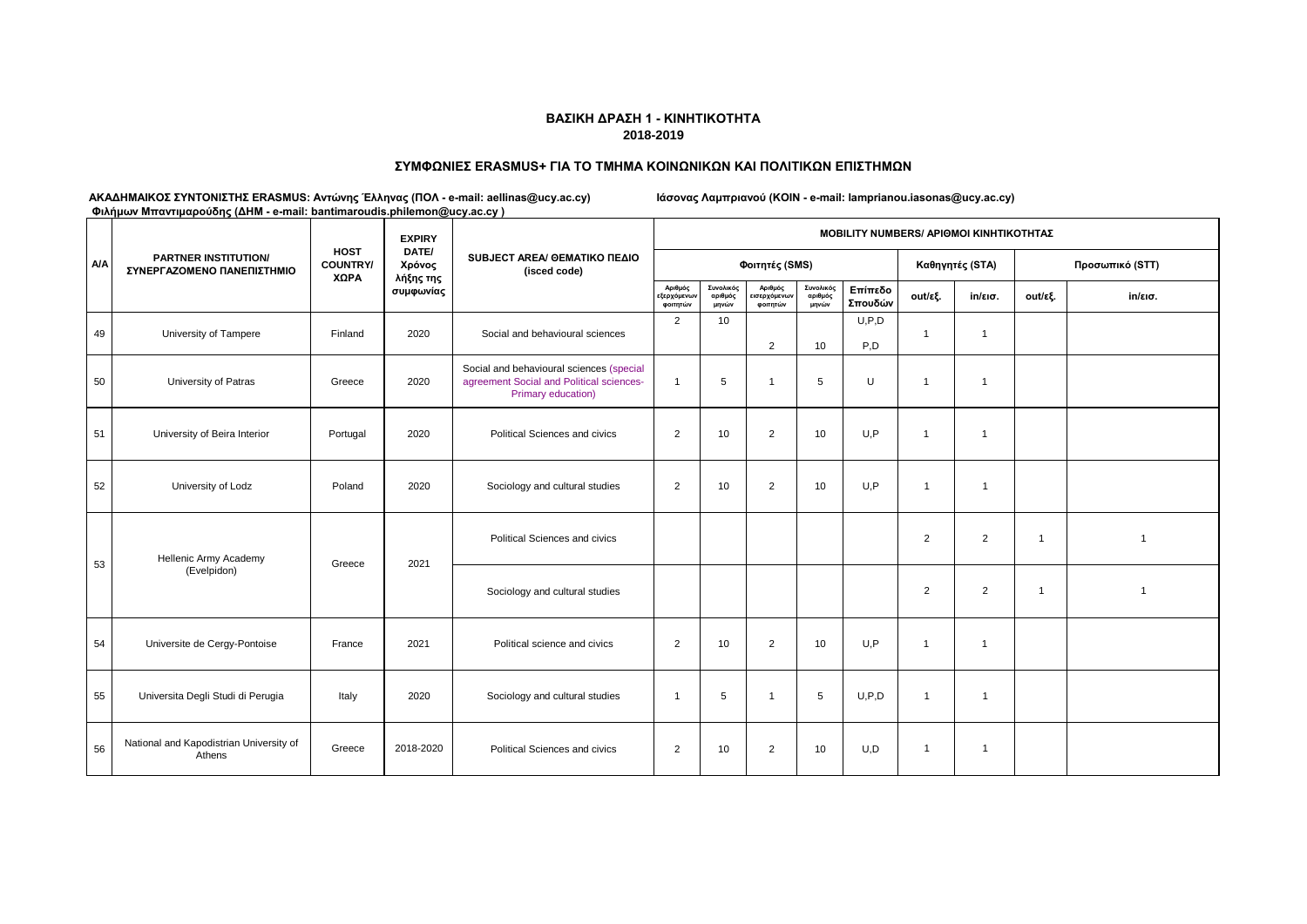**ΒΑΣΙΚΗ ΔΡΑΣΗ 1 - ΚΙΝΗΤΙΚΟΤΗΤΑ**
**2018-2019**

**ΣΥΜΦΩΝΙΕΣ ERASMUS+ ΓΙΑ ΤΟ ΤΜΗΜΑ ΚΟΙΝΩΝΙΚΩΝ ΚΑΙ ΠΟΛΙΤΙΚΩΝ ΕΠΙΣΤΗΜΩΝ**

**ΑΚΑΔΗΜΑΙΚΟΣ ΣΥΝΤΟΝΙΣΤΗΣ ERASMUS: Αντώνης Έλληνας (ΠΟΛ - e-mail: aellinas@ucy.ac.cy)** **Ιάσονας Λαμπριανού (ΚΟΙΝ - e-mail: lamprianou.iasonas@ucy.ac.cy)**
**Φιλήμων Μπαντιμαρούδης (ΔΗΜ - e-mail: bantimaroudis.philemon@ucy.ac.cy )**

| A/A | PARTNER INSTITUTION/ ΣΥΝΕΡΓΑΖΟΜΕΝΟ ΠΑΝΕΠΙΣΤΗΜΙΟ | HOST COUNTRY/ ΧΩΡΑ | EXPIRY DATE/ Χρόνος λήξης της συμφωνίας | SUBJECT AREA/ ΘΕΜΑΤΙΚΟ ΠΕΔΙΟ (isced code) | MOBILITY NUMBERS/ ΑΡΙΘΜΟΙ ΚΙΝΗΤΙΚΟΤΗΤΑΣ | | | | | | | | |
|---|---|---|---|---|---|---|---|---|---|---|---|---|---|
| | | | | | Φοιτητές (SMS) | | | | | Καθηγητές (STA) | | Προσωπικό (STT) | |
| | | | | | Αριθμός εξερχόμενων φοιτητών | Συνολικός αριθμός μηνών | Αριθμός εισερχόμενων φοιτητών | Συνολικός αριθμός μηνών | Επίπεδο Σπουδών | out/εξ. | in/εισ. | out/εξ. | in/εισ. |
| 49 | University of Tampere | Finland | 2020 | Social and behavioural sciences | 2 | 10 | 2 | 10 | U,P,D / P,D | 1 | 1 | | |
| 50 | University of Patras | Greece | 2020 | Social and behavioural sciences (special agreement Social and Political sciences-Primary education) | 1 | 5 | 1 | 5 | U | 1 | 1 | | |
| 51 | University of Beira Interior | Portugal | 2020 | Political Sciences and civics | 2 | 10 | 2 | 10 | U,P | 1 | 1 | | |
| 52 | University of Lodz | Poland | 2020 | Sociology and cultural studies | 2 | 10 | 2 | 10 | U,P | 1 | 1 | | |
| 53 | Hellenic Army Academy (Evelpidon) | Greece | 2021 | Political Sciences and civics | | | | | | 2 | 2 | 1 | 1 |
| | | | | Sociology and cultural studies | | | | | | 2 | 2 | 1 | 1 |
| 54 | Universite de Cergy-Pontoise | France | 2021 | Political science and civics | 2 | 10 | 2 | 10 | U,P | 1 | 1 | | |
| 55 | Universita Degli Studi di Perugia | Italy | 2020 | Sociology and cultural studies | 1 | 5 | 1 | 5 | U,P,D | 1 | 1 | | |
| 56 | National and Kapodistrian University of Athens | Greece | 2018-2020 | Political Sciences and civics | 2 | 10 | 2 | 10 | U,D | 1 | 1 | | |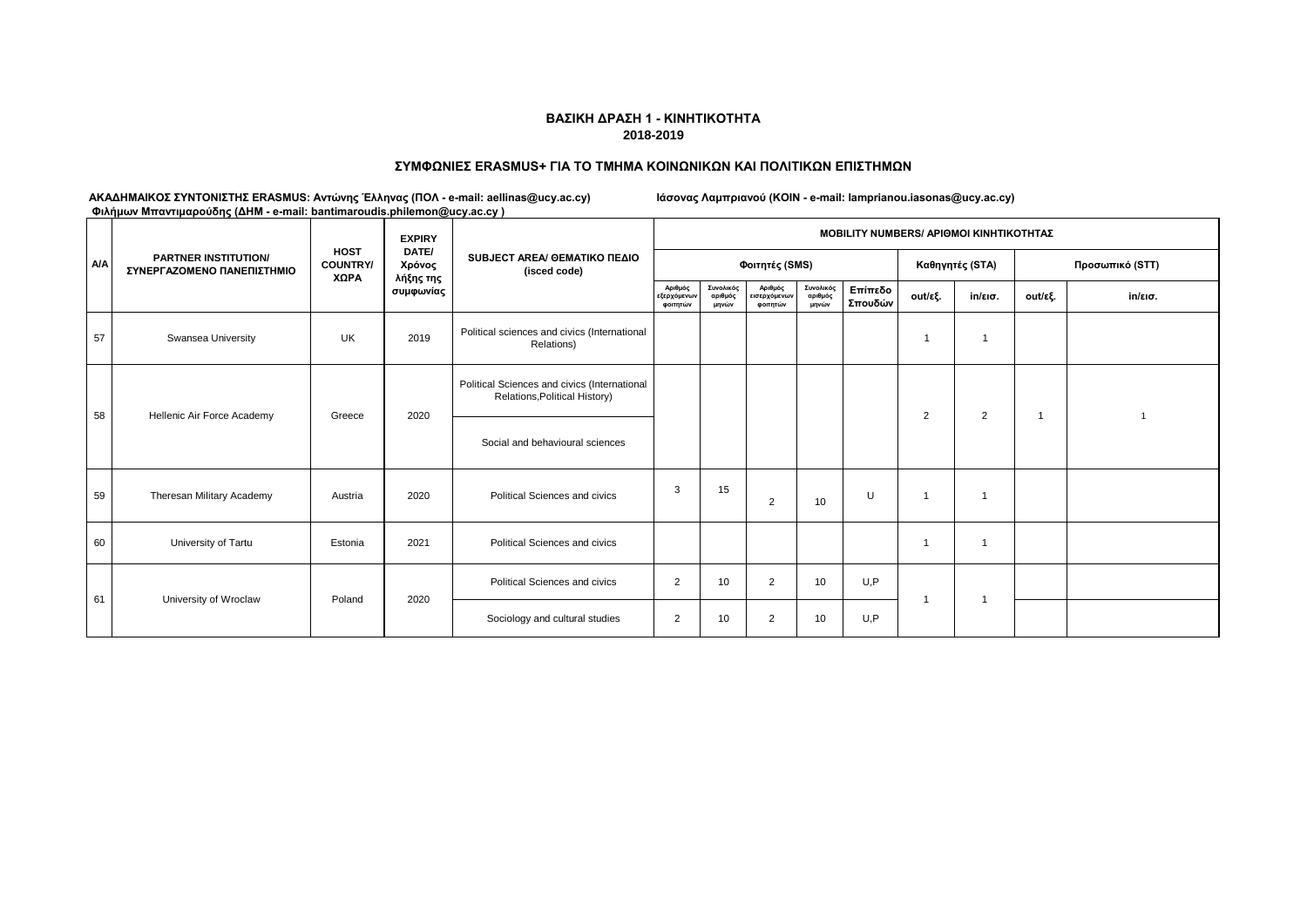**ΒΑΣΙΚΗ ΔΡΑΣΗ 1 - ΚΙΝΗΤΙΚΟΤΗΤΑ**
**2018-2019**

**ΣΥΜΦΩΝΙΕΣ ERASMUS+ ΓΙΑ ΤΟ ΤΜΗΜΑ ΚΟΙΝΩΝΙΚΩΝ ΚΑΙ ΠΟΛΙΤΙΚΩΝ ΕΠΙΣΤΗΜΩΝ**

**ΑΚΑΔΗΜΑΙΚΟΣ ΣΥΝΤΟΝΙΣΤΗΣ ERASMUS: Αντώνης Έλληνας (ΠΟΛ - e-mail: aellinas@ucy.ac.cy)** **Ιάσονας Λαμπριανού (ΚΟΙΝ - e-mail: lamprianou.iasonas@ucy.ac.cy)**
**Φιλήμων Μπαντιμαρούδης (ΔΗΜ - e-mail: bantimaroudis.philemon@ucy.ac.cy )**

| A/A | PARTNER INSTITUTION/ ΣΥΝΕΡΓΑΖΟΜΕΝΟ ΠΑΝΕΠΙΣΤΗΜΙΟ | HOST COUNTRY/ ΧΩΡΑ | EXPIRY DATE/ Χρόνος λήξης της συμφωνίας | SUBJECT AREA/ ΘΕΜΑΤΙΚΟ ΠΕΔΙΟ (isced code) | MOBILITY NUMBERS/ ΑΡΙΘΜΟΙ ΚΙΝΗΤΙΚΟΤΗΤΑΣ | | | | | | | | |
|---|---|---|---|---|---|---|---|---|---|---|---|---|---|
| | | | | | Φοιτητές (SMS) | | | | | Καθηγητές (STA) | | Προσωπικό (STT) | |
| | | | | | Αριθμός εξερχόμενων φοιτητών | Συνολικός αριθμός μηνών | Αριθμός εισερχόμενων φοιτητών | Συνολικός αριθμός μηνών | Επίπεδο Σπουδών | out/εξ. | in/εισ. | out/εξ. | in/εισ. |
| 57 | Swansea University | UK | 2019 | Political sciences and civics (International Relations) | | | | | | 1 | 1 | | |
| 58 | Hellenic Air Force Academy | Greece | 2020 | Political Sciences and civics (International Relations,Political History) | | | | | | 2 | 2 | 1 | 1 |
| | | | | Social and behavioural sciences | | | | | | | | | |
| 59 | Theresan Military Academy | Austria | 2020 | Political Sciences and civics | 3 | 15 | 2 | 10 | U | 1 | 1 | | |
| 60 | University of Tartu | Estonia | 2021 | Political Sciences and civics | | | | | | 1 | 1 | | |
| 61 | University of Wroclaw | Poland | 2020 | Political Sciences and civics | 2 | 10 | 2 | 10 | U,P | 1 | 1 | | |
| | | | | Sociology and cultural studies | 2 | 10 | 2 | 10 | U,P | | | | |